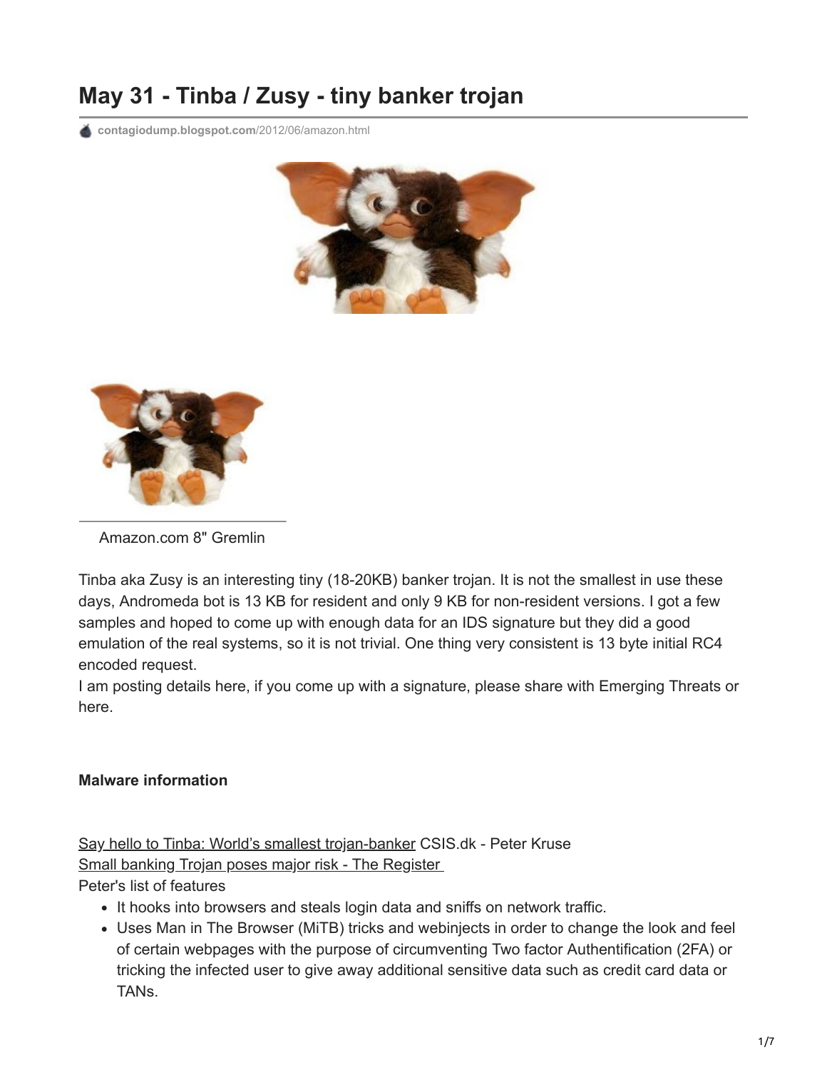# May 31 - Tinba / Zusy - tiny banker trojan

contagiodump.blogspot.com/2012/06/amazon.html

Amazon.com 8" Gremlin

Tinba aka Zusy is an interesting tiny (18-20KB) banker trojan. It is not the smallest in use these days, Andromeda bot is 13 KB for resident and only 9 KB for non-resident versions. I got a few samples and hoped to come up with enough data for an IDS signature but they did a good emulation of the real systems, so it is not trivial. One thing very consistent is 13 byte initial RC4 encoded request.

I am posting details here, if you come up with a signature, please share with Emerging Threats or here.

**Malware information**

Say hello to Tinba: World's smallest trojan-banker CSIS.dk - Peter Kruse
Small banking Trojan poses major risk - The Register
Peter's list of features

- It hooks into browsers and steals login data and sniffs on network traffic.
- Uses Man in The Browser (MiTB) tricks and webinjects in order to change the look and feel of certain webpages with the purpose of circumventing Two factor Authentification (2FA) or tricking the infected user to give away additional sensitive data such as credit card data or TANs.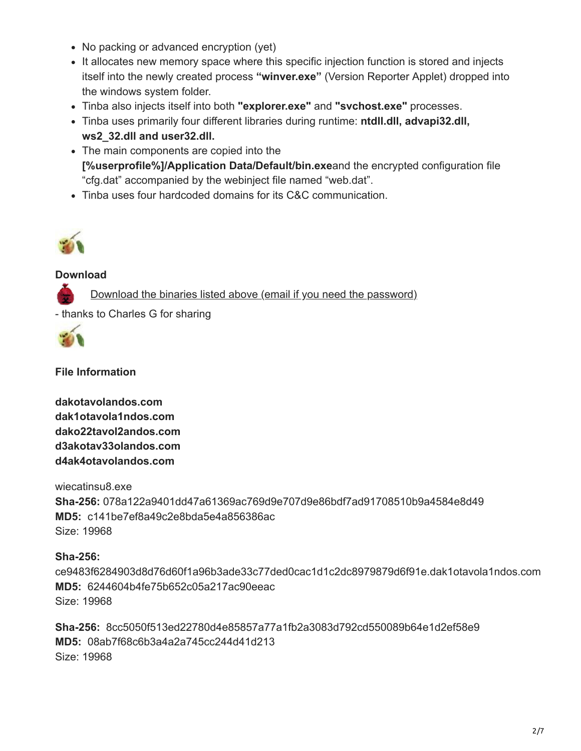- No packing or advanced encryption (yet)
- It allocates new memory space where this specific injection function is stored and injects itself into the newly created process **"winver.exe"** (Version Reporter Applet) dropped into the windows system folder.
- Tinba also injects itself into both **"explorer.exe"** and **"svchost.exe"** processes.
- Tinba uses primarily four different libraries during runtime: **ntdll.dll, advapi32.dll, ws2_32.dll and user32.dll.**
- The main components are copied into the **[%userprofile%]/Application Data/Default/bin.exe**and the encrypted configuration file "cfg.dat" accompanied by the webinject file named "web.dat".
- Tinba uses four hardcoded domains for its C&C communication.

**Download**

Download the binaries listed above (email if you need the password)

- thanks to Charles G for sharing

**File Information**

**dakotavolandos.com**
**dak1otavola1ndos.com**
**dako22tavol2andos.com**
**d3akotav33olandos.com**
**d4ak4otavolandos.com**

wiecatinsu8.exe
**Sha-256:** 078a122a9401dd47a61369ac769d9e707d9e86bdf7ad91708510b9a4584e8d49
**MD5:** c141be7ef8a49c2e8bda5e4a856386ac
Size: 19968

**Sha-256:**
ce9483f6284903d8d76d60f1a96b3ade33c77ded0cac1d1c2dc8979879d6f91e.dak1otavola1ndos.com
**MD5:** 6244604b4fe75b652c05a217ac90eeac
Size: 19968

**Sha-256:** 8cc5050f513ed22780d4e85857a77a1fb2a3083d792cd550089b64e1d2ef58e9
**MD5:** 08ab7f68c6b3a4a2a745cc244d41d213
Size: 19968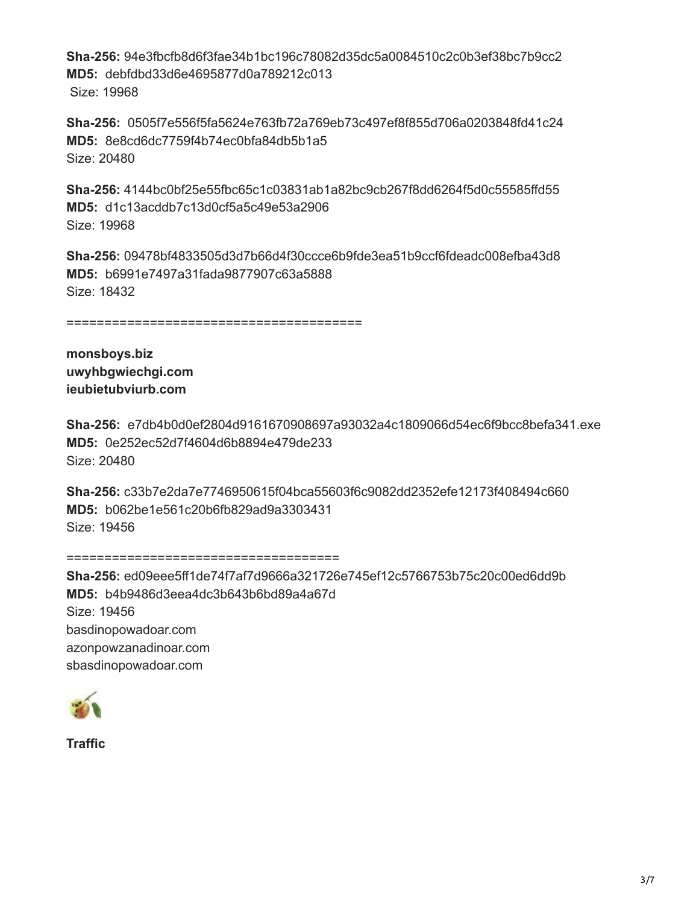**Sha-256:** 94e3fbcfb8d6f3fae34b1bc196c78082d35dc5a0084510c2c0b3ef38bc7b9cc2
**MD5:** debfdbd33d6e4695877d0a789212c013
Size: 19968

**Sha-256:** 0505f7e556f5fa5624e763fb72a769eb73c497ef8f855d706a0203848fd41c24
**MD5:** 8e8cd6dc7759f4b74ec0bfa84db5b1a5
Size: 20480

**Sha-256:** 4144bc0bf25e55fbc65c1c03831ab1a82bc9cb267f8dd6264f5d0c55585ffd55
**MD5:** d1c13acddb7c13d0cf5a5c49e53a2906
Size: 19968

**Sha-256:** 09478bf4833505d3d7b66d4f30ccce6b9fde3ea51b9ccf6fdeadc008efba43d8
**MD5:** b6991e7497a31fada9877907c63a5888
Size: 18432

======================================

**monsboys.biz**
**uwyhbgwiechgi.com**
**ieubietubviurb.com**

**Sha-256:** e7db4b0d0ef2804d9161670908697a93032a4c1809066d54ec6f9bcc8befa341.exe
**MD5:** 0e252ec52d7f4604d6b8894e479de233
Size: 20480

**Sha-256:** c33b7e2da7e7746950615f04bca55603f6c9082dd2352efe12173f408494c660
**MD5:** b062be1e561c20b6fb829ad9a3303431
Size: 19456

===================================

**Sha-256:** ed09eee5ff1de74f7af7d9666a321726e745ef12c5766753b75c20c00ed6dd9b
**MD5:** b4b9486d3eea4dc3b643b6bd89a4a67d
Size: 19456
basdinopowadoar.com
azonpowzanadinoar.com
sbasdinopowadoar.com

**Traffic**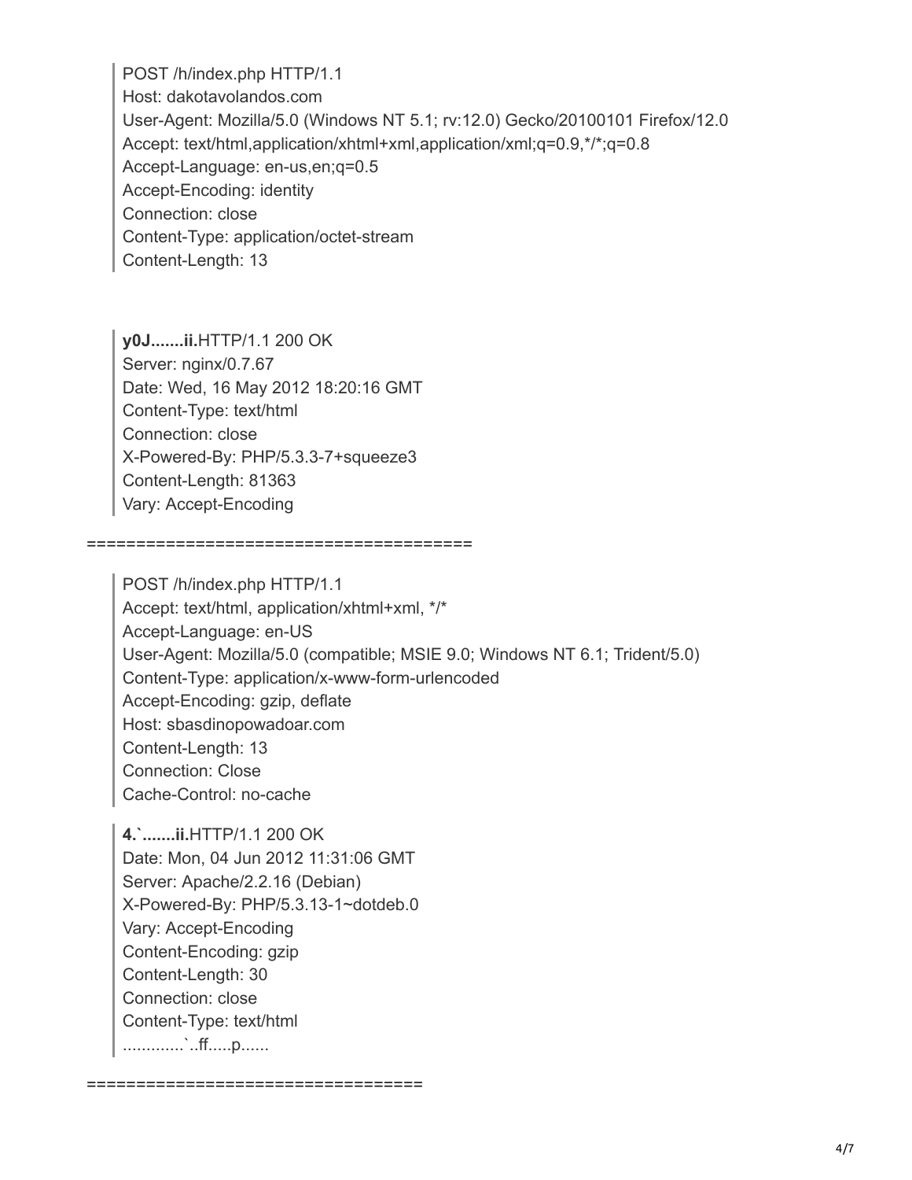```
POST /h/index.php HTTP/1.1
Host: dakotavolandos.com
User-Agent: Mozilla/5.0 (Windows NT 5.1; rv:12.0) Gecko/20100101 Firefox/12.0
Accept: text/html,application/xhtml+xml,application/xml;q=0.9,*/*;q=0.8
Accept-Language: en-us,en;q=0.5
Accept-Encoding: identity
Connection: close
Content-Type: application/octet-stream
Content-Length: 13
```

```
y0J.......ii.HTTP/1.1 200 OK
Server: nginx/0.7.67
Date: Wed, 16 May 2012 18:20:16 GMT
Content-Type: text/html
Connection: close
X-Powered-By: PHP/5.3.3-7+squeeze3
Content-Length: 81363
Vary: Accept-Encoding
```

======================================

```
POST /h/index.php HTTP/1.1
Accept: text/html, application/xhtml+xml, */*
Accept-Language: en-US
User-Agent: Mozilla/5.0 (compatible; MSIE 9.0; Windows NT 6.1; Trident/5.0)
Content-Type: application/x-www-form-urlencoded
Accept-Encoding: gzip, deflate
Host: sbasdinopowadoar.com
Content-Length: 13
Connection: Close
Cache-Control: no-cache
```

```
4.`.......ii.HTTP/1.1 200 OK
Date: Mon, 04 Jun 2012 11:31:06 GMT
Server: Apache/2.2.16 (Debian)
X-Powered-By: PHP/5.3.13-1~dotdeb.0
Vary: Accept-Encoding
Content-Encoding: gzip
Content-Length: 30
Connection: close
Content-Type: text/html
............`..ff.....p......
```

==================================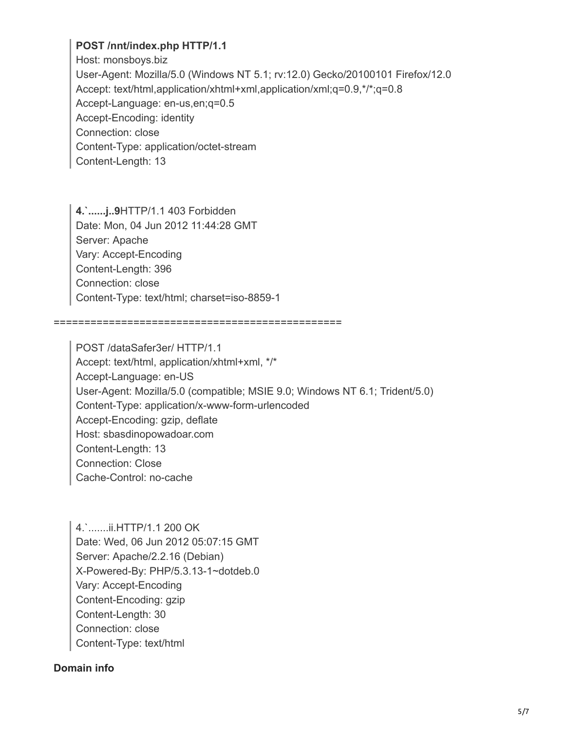> **POST /nnt/index.php HTTP/1.1**
> Host: monsboys.biz
> User-Agent: Mozilla/5.0 (Windows NT 5.1; rv:12.0) Gecko/20100101 Firefox/12.0
> Accept: text/html,application/xhtml+xml,application/xml;q=0.9,*/*;q=0.8
> Accept-Language: en-us,en;q=0.5
> Accept-Encoding: identity
> Connection: close
> Content-Type: application/octet-stream
> Content-Length: 13

> **4.`......j..9**HTTP/1.1 403 Forbidden
> Date: Mon, 04 Jun 2012 11:44:28 GMT
> Server: Apache
> Vary: Accept-Encoding
> Content-Length: 396
> Connection: close
> Content-Type: text/html; charset=iso-8859-1

================================================

> POST /dataSafer3er/ HTTP/1.1
> Accept: text/html, application/xhtml+xml, */*
> Accept-Language: en-US
> User-Agent: Mozilla/5.0 (compatible; MSIE 9.0; Windows NT 6.1; Trident/5.0)
> Content-Type: application/x-www-form-urlencoded
> Accept-Encoding: gzip, deflate
> Host: sbasdinopowadoar.com
> Content-Length: 13
> Connection: Close
> Cache-Control: no-cache

> 4.`.......ii.HTTP/1.1 200 OK
> Date: Wed, 06 Jun 2012 05:07:15 GMT
> Server: Apache/2.2.16 (Debian)
> X-Powered-By: PHP/5.3.13-1~dotdeb.0
> Vary: Accept-Encoding
> Content-Encoding: gzip
> Content-Length: 30
> Connection: close
> Content-Type: text/html

**Domain info**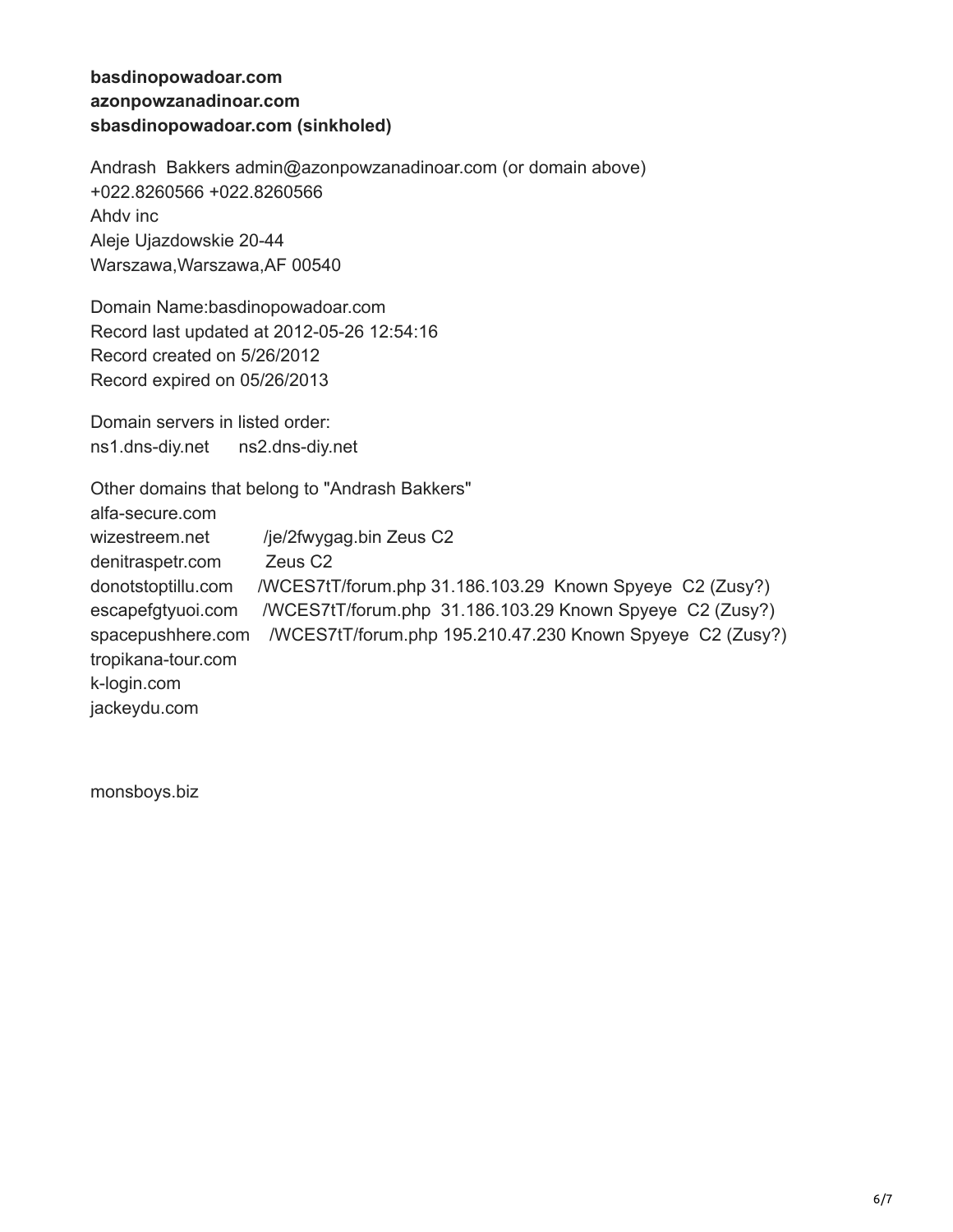**basdinopowadoar.com**
**azonpowzanadinoar.com**
**sbasdinopowadoar.com (sinkholed)**

Andrash Bakkers admin@azonpowzanadinoar.com (or domain above)
+022.8260566 +022.8260566
Ahdv inc
Aleje Ujazdowskie 20-44
Warszawa,Warszawa,AF 00540

Domain Name:basdinopowadoar.com
Record last updated at 2012-05-26 12:54:16
Record created on 5/26/2012
Record expired on 05/26/2013

Domain servers in listed order:
ns1.dns-diy.net ns2.dns-diy.net

Other domains that belong to "Andrash Bakkers"
alfa-secure.com
wizestreem.net /je/2fwygag.bin Zeus C2
denitraspetr.com Zeus C2
donotstoptillu.com /WCES7tT/forum.php 31.186.103.29 Known Spyeye C2 (Zusy?)
escapefgtyuoi.com /WCES7tT/forum.php 31.186.103.29 Known Spyeye C2 (Zusy?)
spacepushhere.com /WCES7tT/forum.php 195.210.47.230 Known Spyeye C2 (Zusy?)
tropikana-tour.com
k-login.com
jackeydu.com

monsboys.biz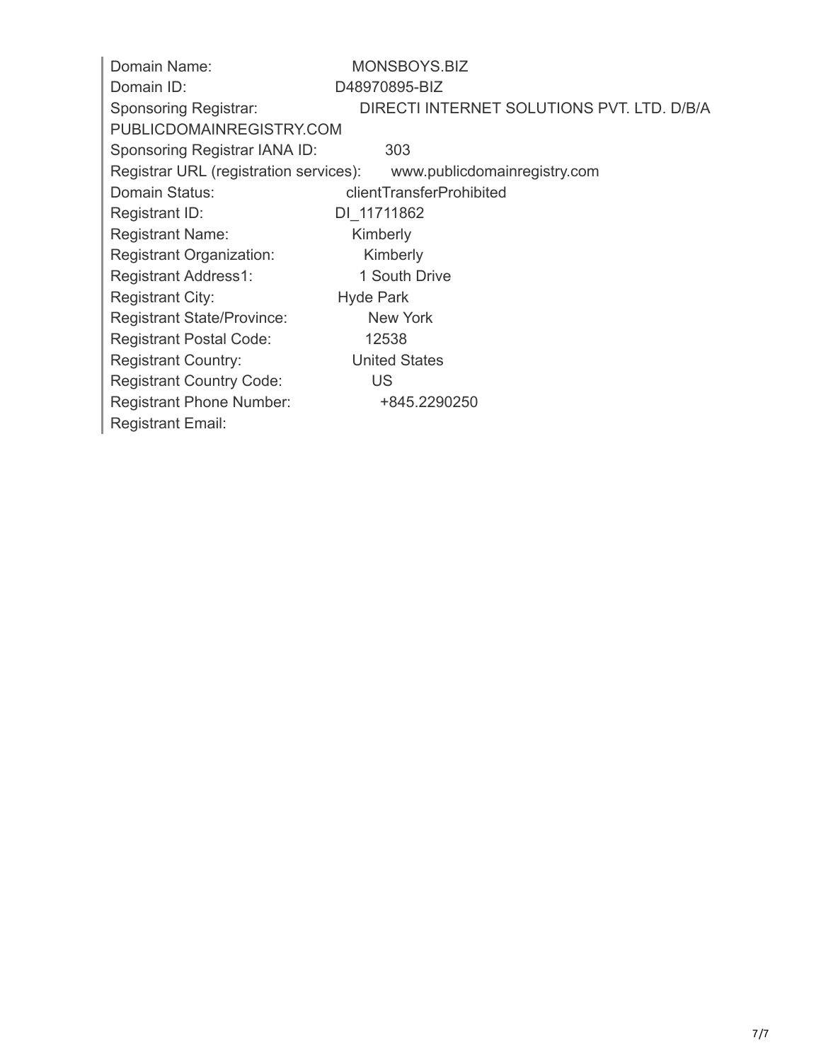```
Domain Name:                       MONSBOYS.BIZ
Domain ID:                         D48970895-BIZ
Sponsoring Registrar:              DIRECTI INTERNET SOLUTIONS PVT. LTD. D/B/A
PUBLICDOMAINREGISTRY.COM
Sponsoring Registrar IANA ID:      303
Registrar URL (registration services):    www.publicdomainregistry.com
Domain Status:                     clientTransferProhibited
Registrant ID:                     DI_11711862
Registrant Name:                   Kimberly
Registrant Organization:           Kimberly
Registrant Address1:               1 South Drive
Registrant City:                   Hyde Park
Registrant State/Province:         New York
Registrant Postal Code:            12538
Registrant Country:                United States
Registrant Country Code:           US
Registrant Phone Number:           +845.2290250
Registrant Email:
```